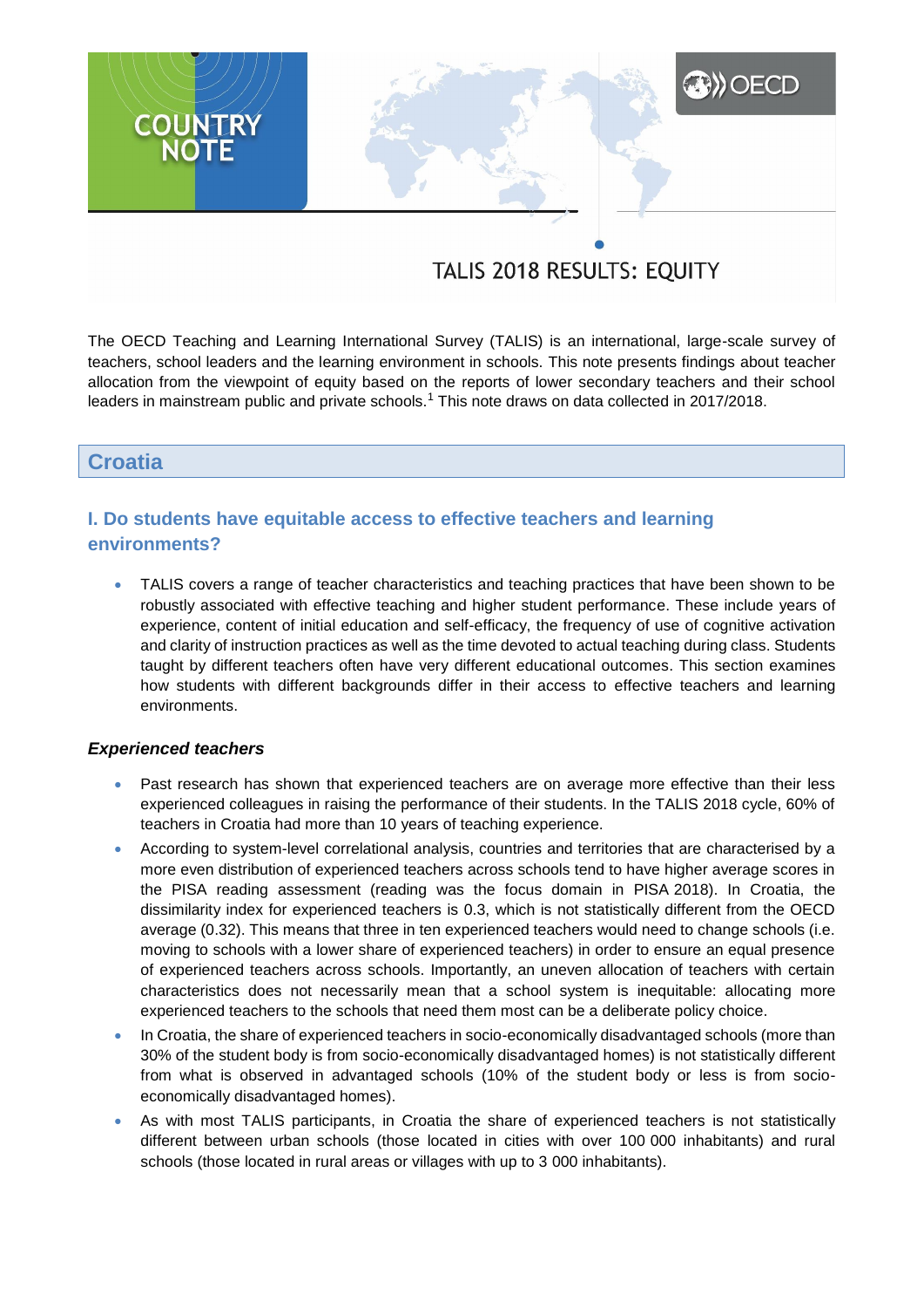COUNTRY NOTE

# TALIS 2018 RESULTS: EQUITY

The OECD Teaching and Learning International Survey (TALIS) is an international, large-scale survey of teachers, school leaders and the learning environment in schools. This note presents findings about teacher allocation from the viewpoint of equity based on the reports of lower secondary teachers and their school leaders in mainstream public and private schools.[1] This note draws on data collected in 2017/2018.

## Croatia

### I. Do students have equitable access to effective teachers and learning environments?

- TALIS covers a range of teacher characteristics and teaching practices that have been shown to be robustly associated with effective teaching and higher student performance. These include years of experience, content of initial education and self-efficacy, the frequency of use of cognitive activation and clarity of instruction practices as well as the time devoted to actual teaching during class. Students taught by different teachers often have very different educational outcomes. This section examines how students with different backgrounds differ in their access to effective teachers and learning environments.

#### *Experienced teachers*

- Past research has shown that experienced teachers are on average more effective than their less experienced colleagues in raising the performance of their students. In the TALIS 2018 cycle, 60% of teachers in Croatia had more than 10 years of teaching experience.
- According to system-level correlational analysis, countries and territories that are characterised by a more even distribution of experienced teachers across schools tend to have higher average scores in the PISA reading assessment (reading was the focus domain in PISA 2018). In Croatia, the dissimilarity index for experienced teachers is 0.3, which is not statistically different from the OECD average (0.32). This means that three in ten experienced teachers would need to change schools (i.e. moving to schools with a lower share of experienced teachers) in order to ensure an equal presence of experienced teachers across schools. Importantly, an uneven allocation of teachers with certain characteristics does not necessarily mean that a school system is inequitable: allocating more experienced teachers to the schools that need them most can be a deliberate policy choice.
- In Croatia, the share of experienced teachers in socio-economically disadvantaged schools (more than 30% of the student body is from socio-economically disadvantaged homes) is not statistically different from what is observed in advantaged schools (10% of the student body or less is from socio-economically disadvantaged homes).
- As with most TALIS participants, in Croatia the share of experienced teachers is not statistically different between urban schools (those located in cities with over 100 000 inhabitants) and rural schools (those located in rural areas or villages with up to 3 000 inhabitants).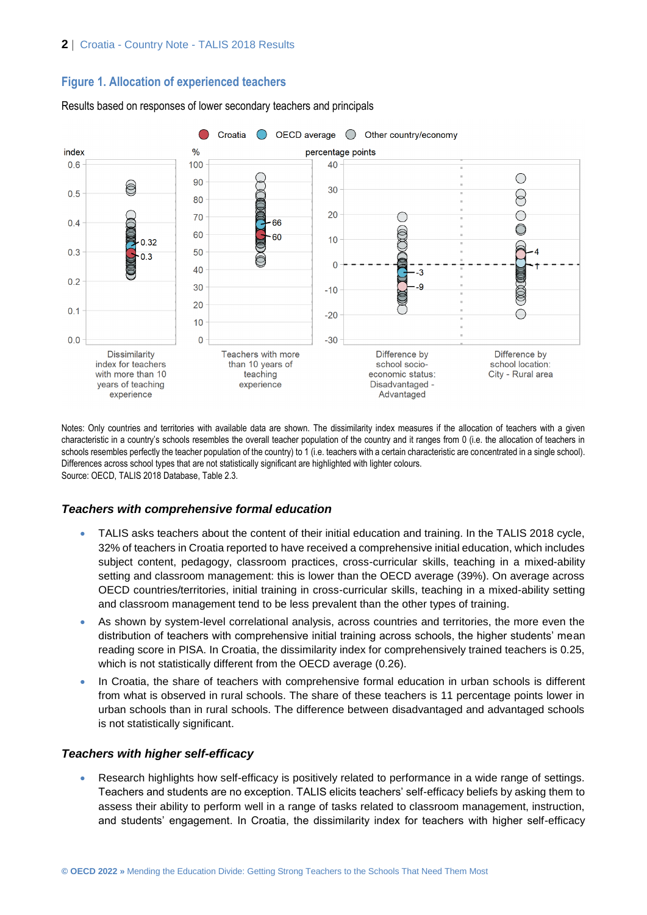## Figure 1. Allocation of experienced teachers

Results based on responses of lower secondary teachers and principals

Notes: Only countries and territories with available data are shown. The dissimilarity index measures if the allocation of teachers with a given characteristic in a country's schools resembles the overall teacher population of the country and it ranges from 0 (i.e. the allocation of teachers in schools resembles perfectly the teacher population of the country) to 1 (i.e. teachers with a certain characteristic are concentrated in a single school). Differences across school types that are not statistically significant are highlighted with lighter colours.
Source: OECD, TALIS 2018 Database, Table 2.3.

### *Teachers with comprehensive formal education*

- TALIS asks teachers about the content of their initial education and training. In the TALIS 2018 cycle, 32% of teachers in Croatia reported to have received a comprehensive initial education, which includes subject content, pedagogy, classroom practices, cross-curricular skills, teaching in a mixed-ability setting and classroom management: this is lower than the OECD average (39%). On average across OECD countries/territories, initial training in cross-curricular skills, teaching in a mixed-ability setting and classroom management tend to be less prevalent than the other types of training.
- As shown by system-level correlational analysis, across countries and territories, the more even the distribution of teachers with comprehensive initial training across schools, the higher students' mean reading score in PISA. In Croatia, the dissimilarity index for comprehensively trained teachers is 0.25, which is not statistically different from the OECD average (0.26).
- In Croatia, the share of teachers with comprehensive formal education in urban schools is different from what is observed in rural schools. The share of these teachers is 11 percentage points lower in urban schools than in rural schools. The difference between disadvantaged and advantaged schools is not statistically significant.

### *Teachers with higher self-efficacy*

- Research highlights how self-efficacy is positively related to performance in a wide range of settings. Teachers and students are no exception. TALIS elicits teachers' self-efficacy beliefs by asking them to assess their ability to perform well in a range of tasks related to classroom management, instruction, and students' engagement. In Croatia, the dissimilarity index for teachers with higher self-efficacy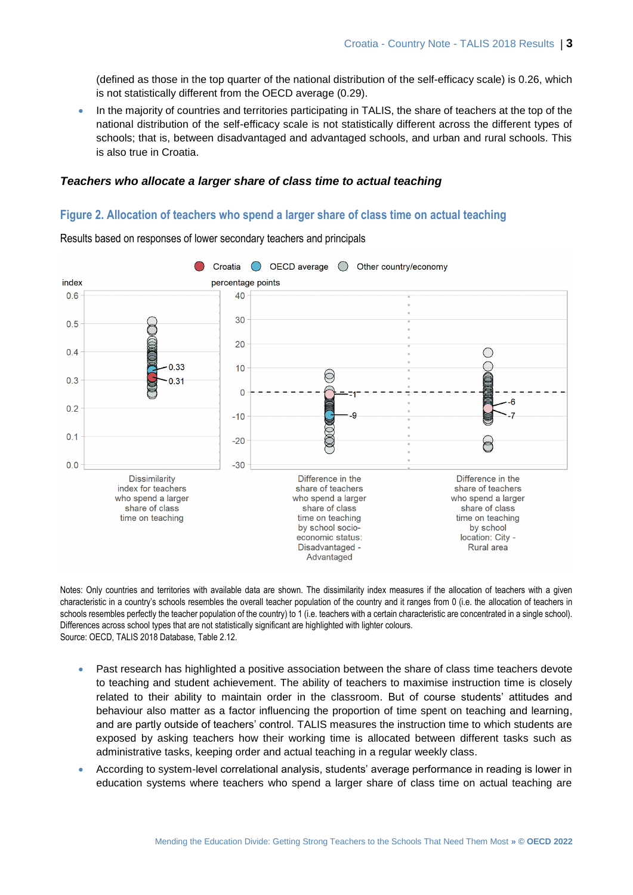(defined as those in the top quarter of the national distribution of the self-efficacy scale) is 0.26, which is not statistically different from the OECD average (0.29).

- In the majority of countries and territories participating in TALIS, the share of teachers at the top of the national distribution of the self-efficacy scale is not statistically different across the different types of schools; that is, between disadvantaged and advantaged schools, and urban and rural schools. This is also true in Croatia.

### *Teachers who allocate a larger share of class time to actual teaching*

## Figure 2. Allocation of teachers who spend a larger share of class time on actual teaching

Results based on responses of lower secondary teachers and principals

Notes: Only countries and territories with available data are shown. The dissimilarity index measures if the allocation of teachers with a given characteristic in a country's schools resembles the overall teacher population of the country and it ranges from 0 (i.e. the allocation of teachers in schools resembles perfectly the teacher population of the country) to 1 (i.e. teachers with a certain characteristic are concentrated in a single school). Differences across school types that are not statistically significant are highlighted with lighter colours.
Source: OECD, TALIS 2018 Database, Table 2.12.

- Past research has highlighted a positive association between the share of class time teachers devote to teaching and student achievement. The ability of teachers to maximise instruction time is closely related to their ability to maintain order in the classroom. But of course students' attitudes and behaviour also matter as a factor influencing the proportion of time spent on teaching and learning, and are partly outside of teachers' control. TALIS measures the instruction time to which students are exposed by asking teachers how their working time is allocated between different tasks such as administrative tasks, keeping order and actual teaching in a regular weekly class.
- According to system-level correlational analysis, students' average performance in reading is lower in education systems where teachers who spend a larger share of class time on actual teaching are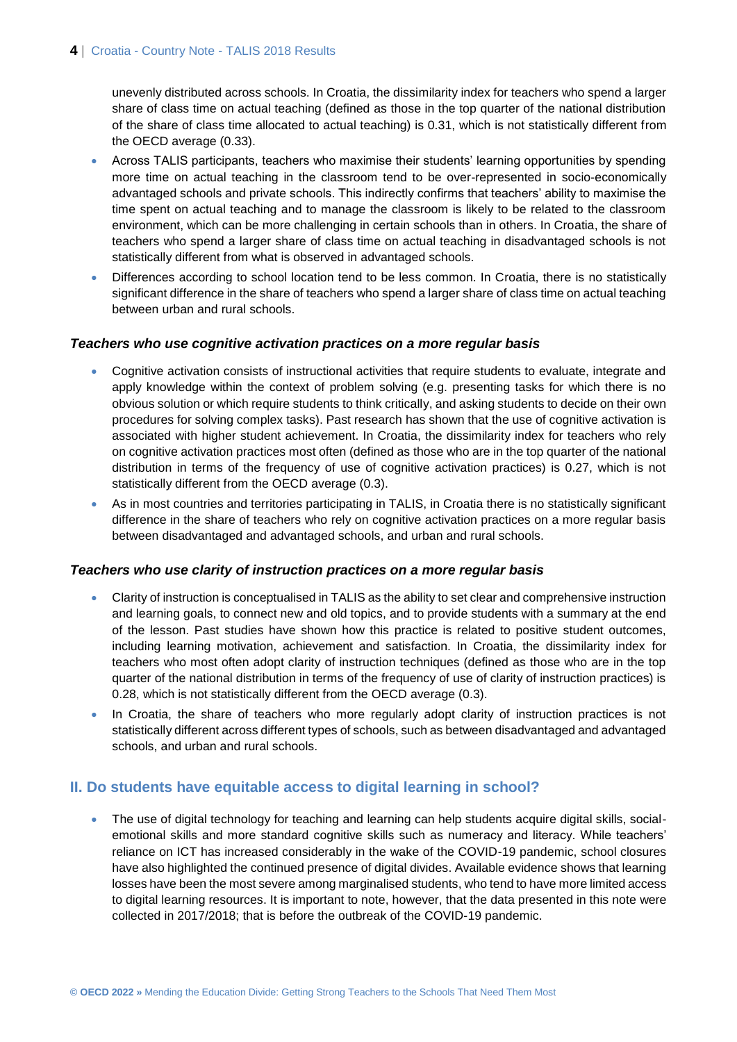unevenly distributed across schools. In Croatia, the dissimilarity index for teachers who spend a larger share of class time on actual teaching (defined as those in the top quarter of the national distribution of the share of class time allocated to actual teaching) is 0.31, which is not statistically different from the OECD average (0.33).

- Across TALIS participants, teachers who maximise their students' learning opportunities by spending more time on actual teaching in the classroom tend to be over-represented in socio-economically advantaged schools and private schools. This indirectly confirms that teachers' ability to maximise the time spent on actual teaching and to manage the classroom is likely to be related to the classroom environment, which can be more challenging in certain schools than in others. In Croatia, the share of teachers who spend a larger share of class time on actual teaching in disadvantaged schools is not statistically different from what is observed in advantaged schools.
- Differences according to school location tend to be less common. In Croatia, there is no statistically significant difference in the share of teachers who spend a larger share of class time on actual teaching between urban and rural schools.

### *Teachers who use cognitive activation practices on a more regular basis*

- Cognitive activation consists of instructional activities that require students to evaluate, integrate and apply knowledge within the context of problem solving (e.g. presenting tasks for which there is no obvious solution or which require students to think critically, and asking students to decide on their own procedures for solving complex tasks). Past research has shown that the use of cognitive activation is associated with higher student achievement. In Croatia, the dissimilarity index for teachers who rely on cognitive activation practices most often (defined as those who are in the top quarter of the national distribution in terms of the frequency of use of cognitive activation practices) is 0.27, which is not statistically different from the OECD average (0.3).
- As in most countries and territories participating in TALIS, in Croatia there is no statistically significant difference in the share of teachers who rely on cognitive activation practices on a more regular basis between disadvantaged and advantaged schools, and urban and rural schools.

### *Teachers who use clarity of instruction practices on a more regular basis*

- Clarity of instruction is conceptualised in TALIS as the ability to set clear and comprehensive instruction and learning goals, to connect new and old topics, and to provide students with a summary at the end of the lesson. Past studies have shown how this practice is related to positive student outcomes, including learning motivation, achievement and satisfaction. In Croatia, the dissimilarity index for teachers who most often adopt clarity of instruction techniques (defined as those who are in the top quarter of the national distribution in terms of the frequency of use of clarity of instruction practices) is 0.28, which is not statistically different from the OECD average (0.3).
- In Croatia, the share of teachers who more regularly adopt clarity of instruction practices is not statistically different across different types of schools, such as between disadvantaged and advantaged schools, and urban and rural schools.

## II. Do students have equitable access to digital learning in school?

- The use of digital technology for teaching and learning can help students acquire digital skills, social-emotional skills and more standard cognitive skills such as numeracy and literacy. While teachers' reliance on ICT has increased considerably in the wake of the COVID-19 pandemic, school closures have also highlighted the continued presence of digital divides. Available evidence shows that learning losses have been the most severe among marginalised students, who tend to have more limited access to digital learning resources. It is important to note, however, that the data presented in this note were collected in 2017/2018; that is before the outbreak of the COVID-19 pandemic.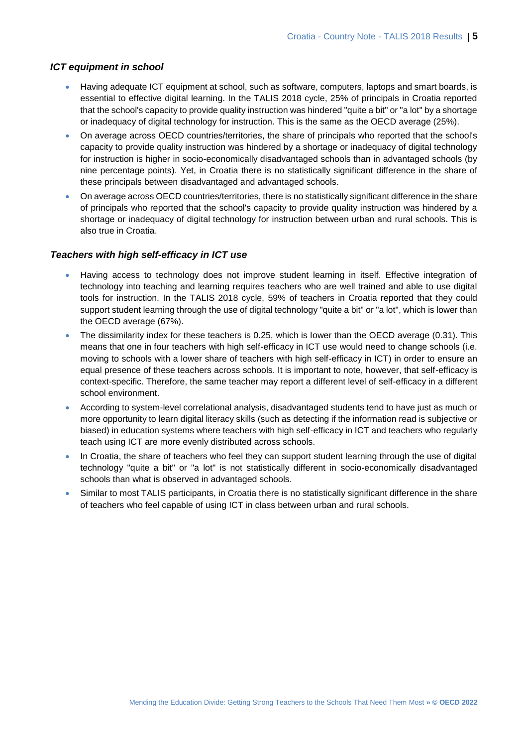### *ICT equipment in school*

- Having adequate ICT equipment at school, such as software, computers, laptops and smart boards, is essential to effective digital learning. In the TALIS 2018 cycle, 25% of principals in Croatia reported that the school's capacity to provide quality instruction was hindered "quite a bit" or "a lot" by a shortage or inadequacy of digital technology for instruction. This is the same as the OECD average (25%).
- On average across OECD countries/territories, the share of principals who reported that the school's capacity to provide quality instruction was hindered by a shortage or inadequacy of digital technology for instruction is higher in socio-economically disadvantaged schools than in advantaged schools (by nine percentage points). Yet, in Croatia there is no statistically significant difference in the share of these principals between disadvantaged and advantaged schools.
- On average across OECD countries/territories, there is no statistically significant difference in the share of principals who reported that the school's capacity to provide quality instruction was hindered by a shortage or inadequacy of digital technology for instruction between urban and rural schools. This is also true in Croatia.

### *Teachers with high self-efficacy in ICT use*

- Having access to technology does not improve student learning in itself. Effective integration of technology into teaching and learning requires teachers who are well trained and able to use digital tools for instruction. In the TALIS 2018 cycle, 59% of teachers in Croatia reported that they could support student learning through the use of digital technology "quite a bit" or "a lot", which is lower than the OECD average (67%).
- The dissimilarity index for these teachers is 0.25, which is lower than the OECD average (0.31). This means that one in four teachers with high self-efficacy in ICT use would need to change schools (i.e. moving to schools with a lower share of teachers with high self-efficacy in ICT) in order to ensure an equal presence of these teachers across schools. It is important to note, however, that self-efficacy is context-specific. Therefore, the same teacher may report a different level of self-efficacy in a different school environment.
- According to system-level correlational analysis, disadvantaged students tend to have just as much or more opportunity to learn digital literacy skills (such as detecting if the information read is subjective or biased) in education systems where teachers with high self-efficacy in ICT and teachers who regularly teach using ICT are more evenly distributed across schools.
- In Croatia, the share of teachers who feel they can support student learning through the use of digital technology "quite a bit" or "a lot" is not statistically different in socio-economically disadvantaged schools than what is observed in advantaged schools.
- Similar to most TALIS participants, in Croatia there is no statistically significant difference in the share of teachers who feel capable of using ICT in class between urban and rural schools.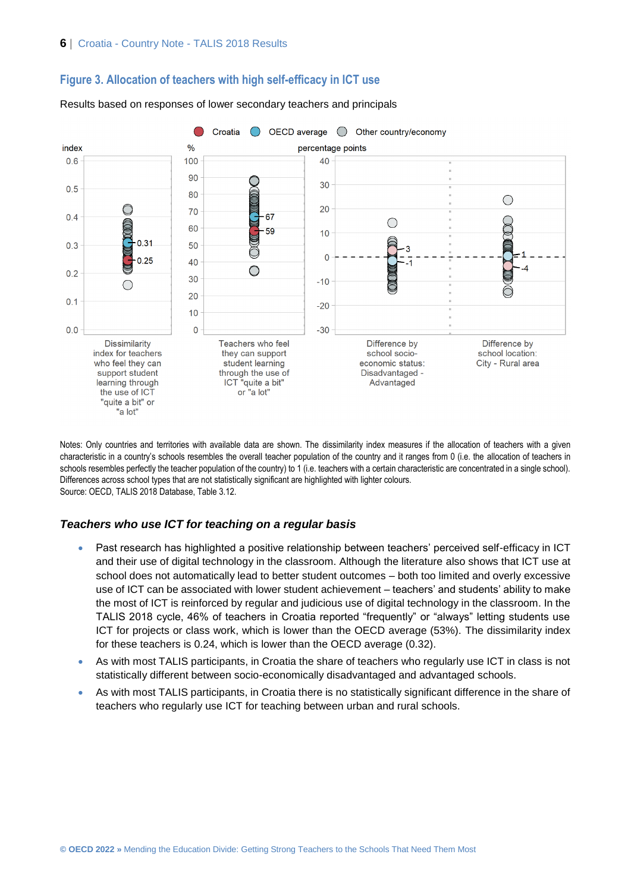## Figure 3. Allocation of teachers with high self-efficacy in ICT use

Results based on responses of lower secondary teachers and principals

Notes: Only countries and territories with available data are shown. The dissimilarity index measures if the allocation of teachers with a given characteristic in a country's schools resembles the overall teacher population of the country and it ranges from 0 (i.e. the allocation of teachers resembles perfectly the teacher population of the country) to 1 (i.e. teachers with a certain characteristic are concentrated in a single school). Differences across school types that are not statistically significant are highlighted with lighter colours.
Source: OECD, TALIS 2018 Database, Table 3.12.

### *Teachers who use ICT for teaching on a regular basis*

- Past research has highlighted a positive relationship between teachers' perceived self-efficacy in ICT and their use of digital technology in the classroom. Although the literature also shows that ICT use at school does not automatically lead to better student outcomes – both too limited and overly excessive use of ICT can be associated with lower student achievement – teachers' and students' ability to make the most of ICT is reinforced by regular and judicious use of digital technology in the classroom. In the TALIS 2018 cycle, 46% of teachers in Croatia reported "frequently" or "always" letting students use ICT for projects or class work, which is lower than the OECD average (53%). The dissimilarity index for these teachers is 0.24, which is lower than the OECD average (0.32).
- As with most TALIS participants, in Croatia the share of teachers who regularly use ICT in class is not statistically different between socio-economically disadvantaged and advantaged schools.
- As with most TALIS participants, in Croatia there is no statistically significant difference in the share of teachers who regularly use ICT for teaching between urban and rural schools.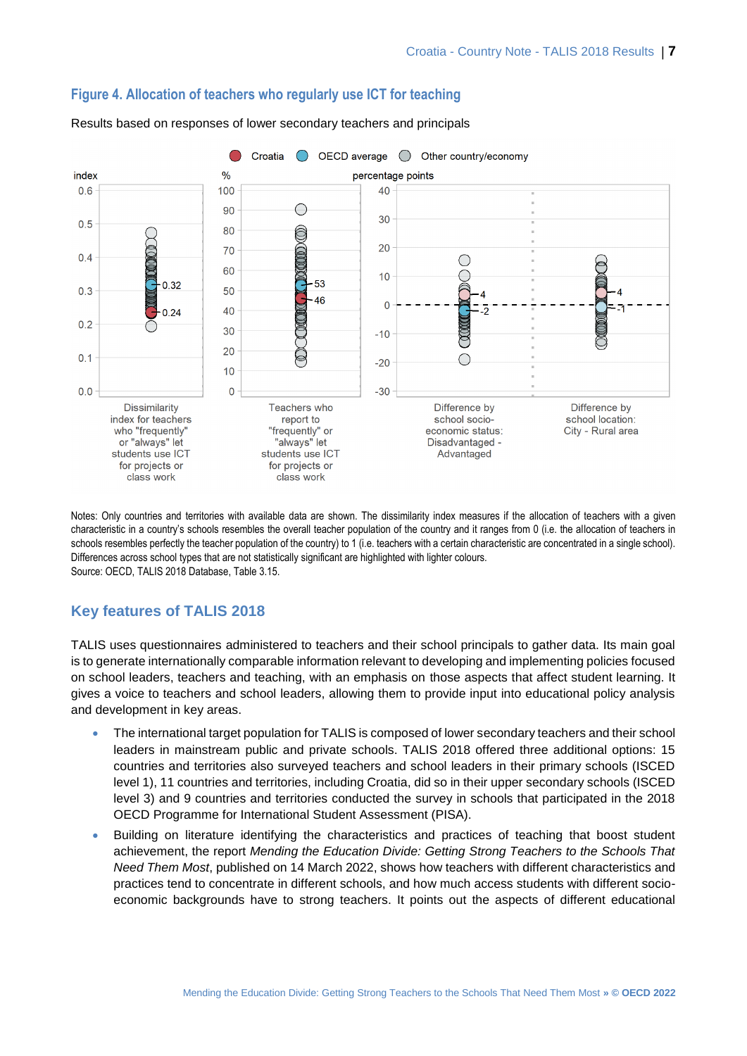## Figure 4. Allocation of teachers who regularly use ICT for teaching

Results based on responses of lower secondary teachers and principals

Notes: Only countries and territories with available data are shown. The dissimilarity index measures if the allocation of teachers with a given characteristic in a country's schools resembles the overall teacher population of the country and it ranges from 0 (i.e. the allocation of teachers in schools resembles perfectly the teacher population of the country) to 1 (i.e. teachers with a certain characteristic are concentrated in a single school). Differences across school types that are not statistically significant are highlighted with lighter colours.
Source: OECD, TALIS 2018 Database, Table 3.15.

## Key features of TALIS 2018

TALIS uses questionnaires administered to teachers and their school principals to gather data. Its main goal is to generate internationally comparable information relevant to developing and implementing policies focused on school leaders, teachers and teaching, with an emphasis on those aspects that affect student learning. It gives a voice to teachers and school leaders, allowing them to provide input into educational policy analysis and development in key areas.

- The international target population for TALIS is composed of lower secondary teachers and their school leaders in mainstream public and private schools. TALIS 2018 offered three additional options: 15 countries and territories also surveyed teachers and school leaders in their primary schools (ISCED level 1), 11 countries and territories, including Croatia, did so in their upper secondary schools (ISCED level 3) and 9 countries and territories conducted the survey in schools that participated in the 2018 OECD Programme for International Student Assessment (PISA).
- Building on literature identifying the characteristics and practices of teaching that boost student achievement, the report *Mending the Education Divide: Getting Strong Teachers to the Schools That Need Them Most*, published on 14 March 2022, shows how teachers with different characteristics and practices tend to concentrate in different schools, and how much access students with different socio-economic backgrounds have to strong teachers. It points out the aspects of different educational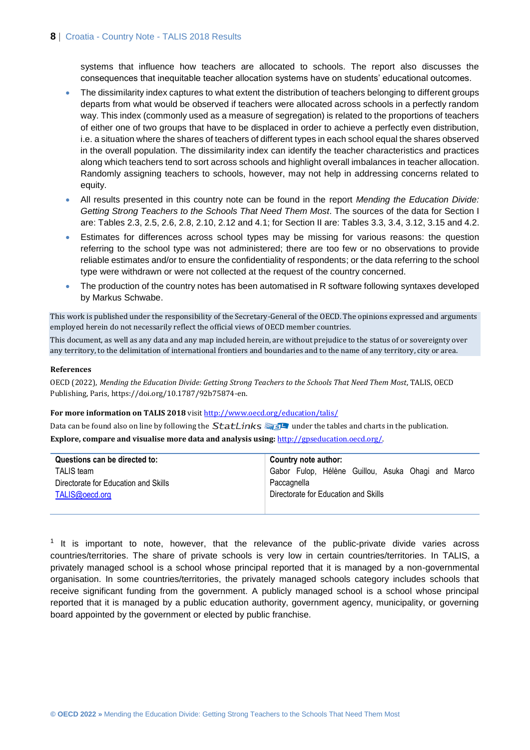systems that influence how teachers are allocated to schools. The report also discusses the consequences that inequitable teacher allocation systems have on students' educational outcomes.

- The dissimilarity index captures to what extent the distribution of teachers belonging to different groups departs from what would be observed if teachers were allocated across schools in a perfectly random way. This index (commonly used as a measure of segregation) is related to the proportions of teachers of either one of two groups that have to be displaced in order to achieve a perfectly even distribution, i.e. a situation where the shares of teachers of different types in each school equal the shares observed in the overall population. The dissimilarity index can identify the teacher characteristics and practices along which teachers tend to sort across schools and highlight overall imbalances in teacher allocation. Randomly assigning teachers to schools, however, may not help in addressing concerns related to equity.
- All results presented in this country note can be found in the report *Mending the Education Divide: Getting Strong Teachers to the Schools That Need Them Most*. The sources of the data for Section I are: Tables 2.3, 2.5, 2.6, 2.8, 2.10, 2.12 and 4.1; for Section II are: Tables 3.3, 3.4, 3.12, 3.15 and 4.2.
- Estimates for differences across school types may be missing for various reasons: the question referring to the school type was not administered; there are too few or no observations to provide reliable estimates and/or to ensure the confidentiality of respondents; or the data referring to the school type were withdrawn or were not collected at the request of the country concerned.
- The production of the country notes has been automatised in R software following syntaxes developed by Markus Schwabe.

This work is published under the responsibility of the Secretary-General of the OECD. The opinions expressed and arguments employed herein do not necessarily reflect the official views of OECD member countries.

This document, as well as any data and any map included herein, are without prejudice to the status of or sovereignty over any territory, to the delimitation of international frontiers and boundaries and to the name of any territory, city or area.

**References**

OECD (2022), *Mending the Education Divide: Getting Strong Teachers to the Schools That Need Them Most*, TALIS, OECD Publishing, Paris, https://doi.org/10.1787/92b75874-en.

**For more information on TALIS 2018** visit http://www.oecd.org/education/talis/

Data can be found also on line by following the StatLinks under the tables and charts in the publication.

**Explore, compare and visualise more data and analysis using:** http://gpseducation.oecd.org/.

| **Questions can be directed to:** | **Country note author:** |
|---|---|
| TALIS team<br>Directorate for Education and Skills<br>TALIS@oecd.org | Gabor Fulop, Hélène Guillou, Asuka Ohagi and Marco Paccagnella<br>Directorate for Education and Skills |

[1] It is important to note, however, that the relevance of the public-private divide varies across countries/territories. The share of private schools is very low in certain countries/territories. In TALIS, a privately managed school is a school whose principal reported that it is managed by a non-governmental organisation. In some countries/territories, the privately managed schools category includes schools that receive significant funding from the government. A publicly managed school is a school whose principal reported that it is managed by a public education authority, government agency, municipality, or governing board appointed by the government or elected by public franchise.